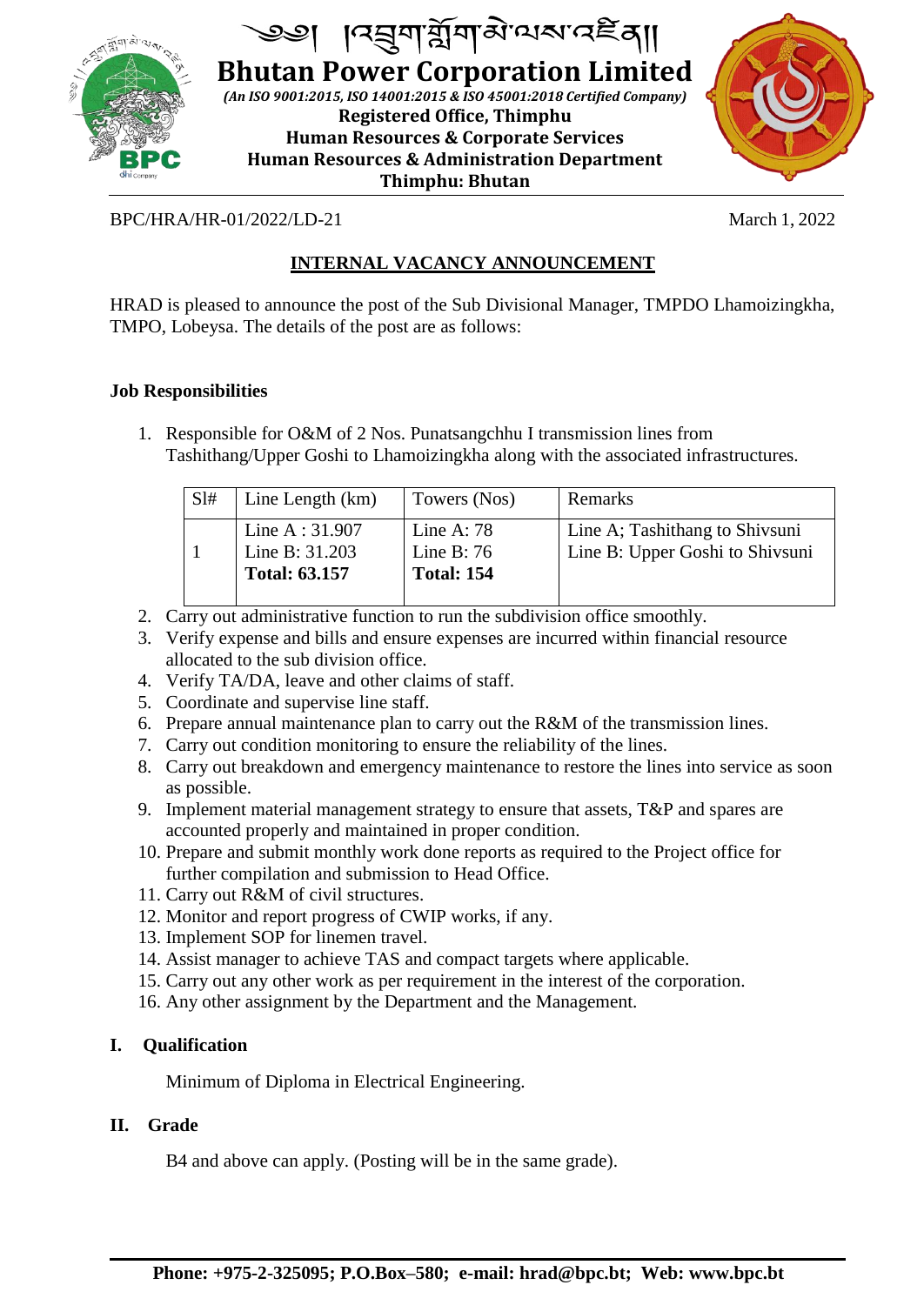༄༅། །འབྲུག་གློག་མེ་ལས་འཛིན།།

# Bhutan Power Corporation Limited

*(An ISO 9001:2015, ISO 14001:2015 & ISO 45001:2018 Certified Company)*

**Registered Office, Thimphu**
**Human Resources & Corporate Services**
**Human Resources & Administration Department**
**Thimphu: Bhutan**

BPC/HRA/HR-01/2022/LD-21 March 1, 2022

## INTERNAL VACANCY ANNOUNCEMENT

HRAD is pleased to announce the post of the Sub Divisional Manager, TMPDO Lhamoizingkha, TMPO, Lobeysa. The details of the post are as follows:

### Job Responsibilities

1. Responsible for O&M of 2 Nos. Punatsangchhu I transmission lines from Tashithang/Upper Goshi to Lhamoizingkha along with the associated infrastructures.

| Sl# | Line Length (km) | Towers (Nos) | Remarks |
|---|---|---|---|
| 1 | Line A : 31.907<br>Line B: 31.203<br>**Total: 63.157** | Line A: 78<br>Line B: 76<br>**Total: 154** | Line A; Tashithang to Shivsuni<br>Line B: Upper Goshi to Shivsuni |

2. Carry out administrative function to run the subdivision office smoothly.
3. Verify expense and bills and ensure expenses are incurred within financial resource allocated to the sub division office.
4. Verify TA/DA, leave and other claims of staff.
5. Coordinate and supervise line staff.
6. Prepare annual maintenance plan to carry out the R&M of the transmission lines.
7. Carry out condition monitoring to ensure the reliability of the lines.
8. Carry out breakdown and emergency maintenance to restore the lines into service as soon as possible.
9. Implement material management strategy to ensure that assets, T&P and spares are accounted properly and maintained in proper condition.
10. Prepare and submit monthly work done reports as required to the Project office for further compilation and submission to Head Office.
11. Carry out R&M of civil structures.
12. Monitor and report progress of CWIP works, if any.
13. Implement SOP for linemen travel.
14. Assist manager to achieve TAS and compact targets where applicable.
15. Carry out any other work as per requirement in the interest of the corporation.
16. Any other assignment by the Department and the Management.

### I. Qualification

Minimum of Diploma in Electrical Engineering.

### II. Grade

B4 and above can apply. (Posting will be in the same grade).

**Phone: +975-2-325095; P.O.Box–580; e-mail: hrad@bpc.bt; Web: www.bpc.bt**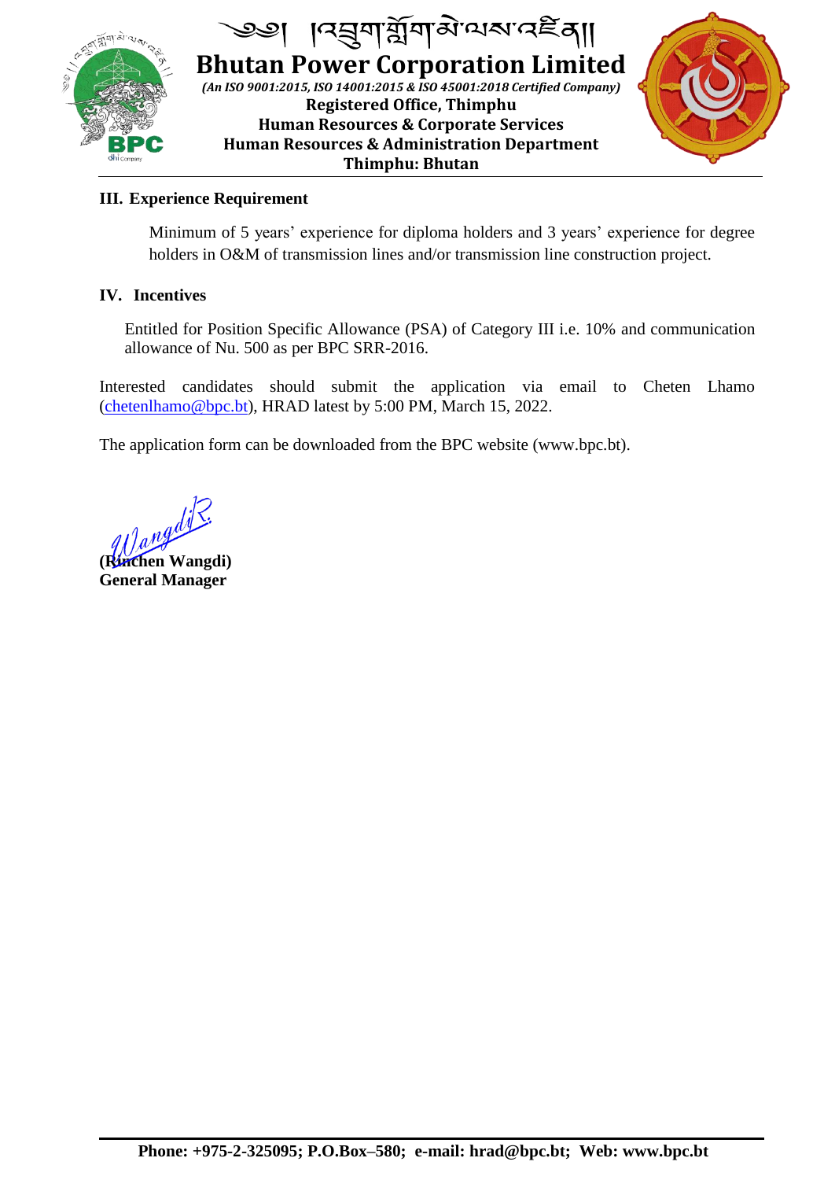༄༅། །འབྲུག་གློག་མེ་ལས་འཛིན།།

**Bhutan Power Corporation Limited**

*(An ISO 9001:2015, ISO 14001:2015 & ISO 45001:2018 Certified Company)*

**Registered Office, Thimphu**
**Human Resources & Corporate Services**
**Human Resources & Administration Department**
**Thimphu: Bhutan**

## III. Experience Requirement

Minimum of 5 years' experience for diploma holders and 3 years' experience for degree holders in O&M of transmission lines and/or transmission line construction project.

## IV. Incentives

Entitled for Position Specific Allowance (PSA) of Category III i.e. 10% and communication allowance of Nu. 500 as per BPC SRR-2016.

Interested candidates should submit the application via email to Cheten Lhamo (chetenlhamo@bpc.bt), HRAD latest by 5:00 PM, March 15, 2022.

The application form can be downloaded from the BPC website (www.bpc.bt).

**(Rinchen Wangdi)**
**General Manager**

**Phone: +975-2-325095; P.O.Box–580; e-mail: hrad@bpc.bt; Web: www.bpc.bt**